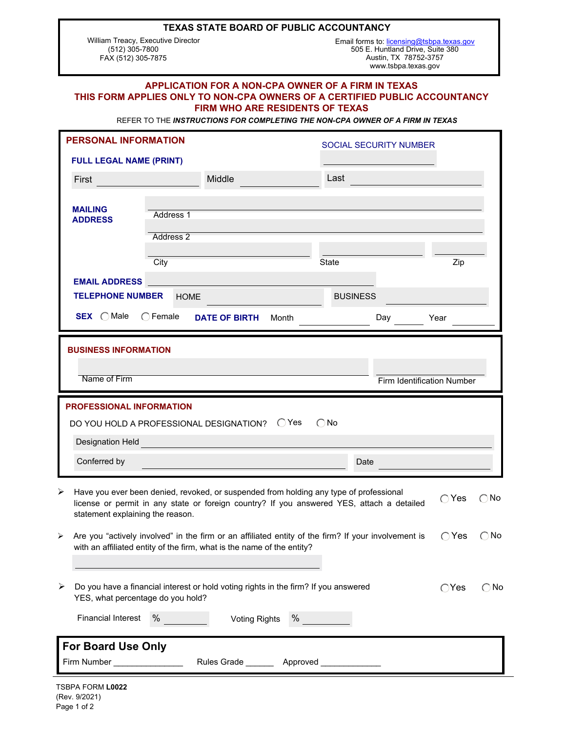# TEXAS STATE BOARD OF PUBLIC ACCOUNTANCY

William Treacy, Executive Director
(512) 305-7800
FAX (512) 305-7875

Email forms to: licensing@tsbpa.texas.gov
505 E. Huntland Drive, Suite 380
Austin, TX 78752-3757
www.tsbpa.texas.gov

## APPLICATION FOR A NON-CPA OWNER OF A FIRM IN TEXAS
## THIS FORM APPLIES ONLY TO NON-CPA OWNERS OF A CERTIFIED PUBLIC ACCOUNTANCY FIRM WHO ARE RESIDENTS OF TEXAS

REFER TO THE ***INSTRUCTIONS FOR COMPLETING THE NON-CPA OWNER OF A FIRM IN TEXAS***

### PERSONAL INFORMATION

**SOCIAL SECURITY NUMBER** ____________

**FULL LEGAL NAME (PRINT)**

First ____________ Middle ____________ Last ____________

**MAILING ADDRESS**

Address 1 ____________

Address 2 ____________

City ____________ State ____________ Zip ____________

**EMAIL ADDRESS** ____________

**TELEPHONE NUMBER** HOME ____________ BUSINESS ____________

**SEX** ◯ Male ◯ Female **DATE OF BIRTH** Month ____________ Day ______ Year ______

### BUSINESS INFORMATION

Name of Firm ____________ Firm Identification Number ____________

### PROFESSIONAL INFORMATION

DO YOU HOLD A PROFESSIONAL DESIGNATION? ◯ Yes ◯ No

Designation Held ____________

Conferred by ____________ Date ____________

- Have you ever been denied, revoked, or suspended from holding any type of professional license or permit in any state or foreign country? If you answered YES, attach a detailed statement explaining the reason. ◯ Yes ◯ No

- Are you "actively involved" in the firm or an affiliated entity of the firm? If your involvement is with an affiliated entity of the firm, what is the name of the entity? ◯ Yes ◯ No

  ____________

- Do you have a financial interest or hold voting rights in the firm? If you answered YES, what percentage do you hold? ◯ Yes ◯ No

  Financial Interest % ______ Voting Rights % ______

### For Board Use Only

Firm Number ______________ Rules Grade ______ Approved ____________

TSBPA FORM **L0022**
(Rev. 9/2021)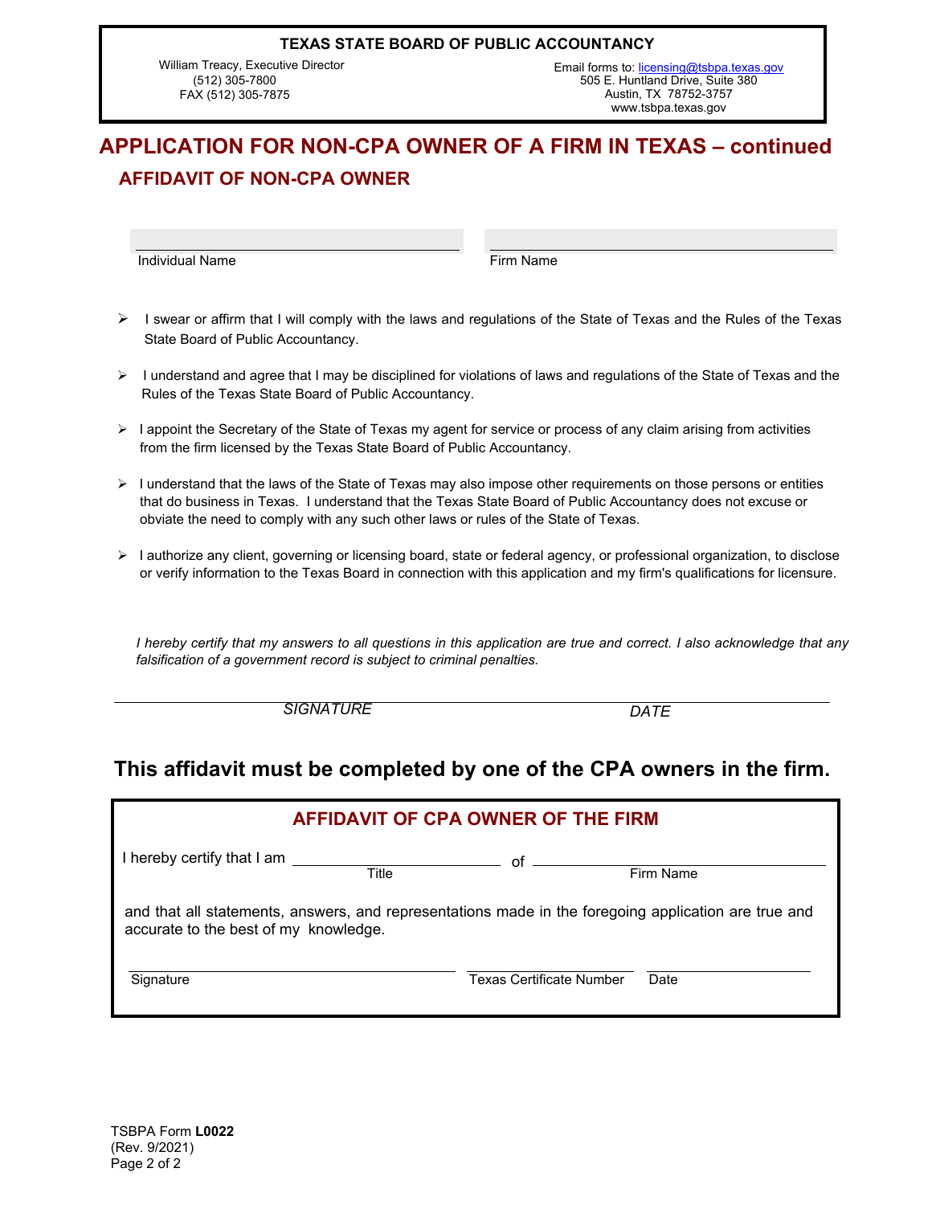**TEXAS STATE BOARD OF PUBLIC ACCOUNTANCY**

William Treacy, Executive Director
(512) 305-7800
FAX (512) 305-7875

Email forms to: licensing@tsbpa.texas.gov
505 E. Huntland Drive, Suite 380
Austin, TX 78752-3757
www.tsbpa.texas.gov

# APPLICATION FOR NON-CPA OWNER OF A FIRM IN TEXAS – continued

## AFFIDAVIT OF NON-CPA OWNER

Individual Name ______________________ Firm Name ______________________

- I swear or affirm that I will comply with the laws and regulations of the State of Texas and the Rules of the Texas State Board of Public Accountancy.
- I understand and agree that I may be disciplined for violations of laws and regulations of the State of Texas and the Rules of the Texas State Board of Public Accountancy.
- I appoint the Secretary of the State of Texas my agent for service or process of any claim arising from activities from the firm licensed by the Texas State Board of Public Accountancy.
- I understand that the laws of the State of Texas may also impose other requirements on those persons or entities that do business in Texas. I understand that the Texas State Board of Public Accountancy does not excuse or obviate the need to comply with any such other laws or rules of the State of Texas.
- I authorize any client, governing or licensing board, state or federal agency, or professional organization, to disclose or verify information to the Texas Board in connection with this application and my firm's qualifications for licensure.

*I hereby certify that my answers to all questions in this application are true and correct. I also acknowledge that any falsification of a government record is subject to criminal penalties.*

*SIGNATURE* ______________________ *DATE* ______________________

**This affidavit must be completed by one of the CPA owners in the firm.**

## AFFIDAVIT OF CPA OWNER OF THE FIRM

I hereby certify that I am ______________________ (Title) of ______________________ (Firm Name)

and that all statements, answers, and representations made in the foregoing application are true and accurate to the best of my knowledge.

Signature ______________________ Texas Certificate Number ______________________ Date ______________________

TSBPA Form **L0022**
(Rev. 9/2021)